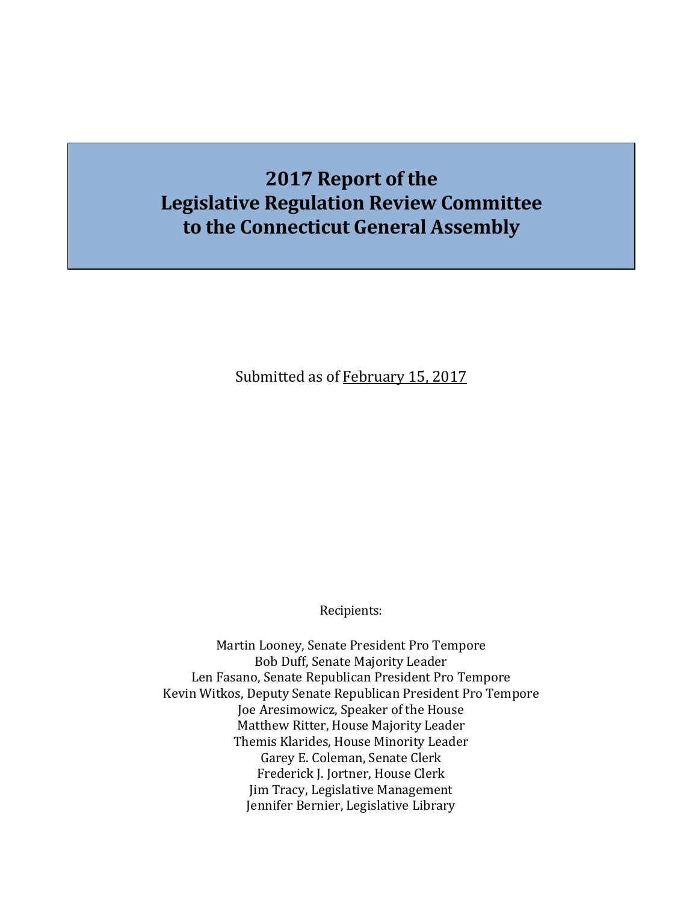# 2017 Report of the Legislative Regulation Review Committee to the Connecticut General Assembly

Submitted as of February 15, 2017

Recipients:

Martin Looney, Senate President Pro Tempore
Bob Duff, Senate Majority Leader
Len Fasano, Senate Republican President Pro Tempore
Kevin Witkos, Deputy Senate Republican President Pro Tempore
Joe Aresimowicz, Speaker of the House
Matthew Ritter, House Majority Leader
Themis Klarides, House Minority Leader
Garey E. Coleman, Senate Clerk
Frederick J. Jortner, House Clerk
Jim Tracy, Legislative Management
Jennifer Bernier, Legislative Library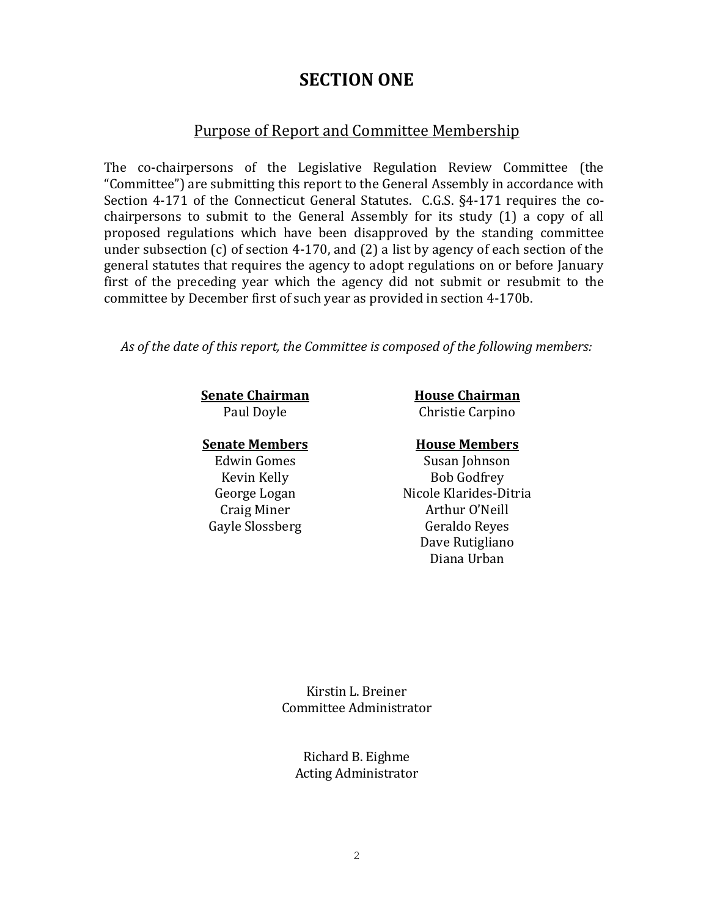# SECTION ONE

## Purpose of Report and Committee Membership

The co-chairpersons of the Legislative Regulation Review Committee (the "Committee") are submitting this report to the General Assembly in accordance with Section 4-171 of the Connecticut General Statutes. C.G.S. §4-171 requires the co-chairpersons to submit to the General Assembly for its study (1) a copy of all proposed regulations which have been disapproved by the standing committee under subsection (c) of section 4-170, and (2) a list by agency of each section of the general statutes that requires the agency to adopt regulations on or before January first of the preceding year which the agency did not submit or resubmit to the committee by December first of such year as provided in section 4-170b.

*As of the date of this report, the Committee is composed of the following members:*

**Senate Chairman**
Paul Doyle

**House Chairman**
Christie Carpino

**Senate Members**
Edwin Gomes
Kevin Kelly
George Logan
Craig Miner
Gayle Slossberg

**House Members**
Susan Johnson
Bob Godfrey
Nicole Klarides-Ditria
Arthur O'Neill
Geraldo Reyes
Dave Rutigliano
Diana Urban

Kirstin L. Breiner
Committee Administrator

Richard B. Eighme
Acting Administrator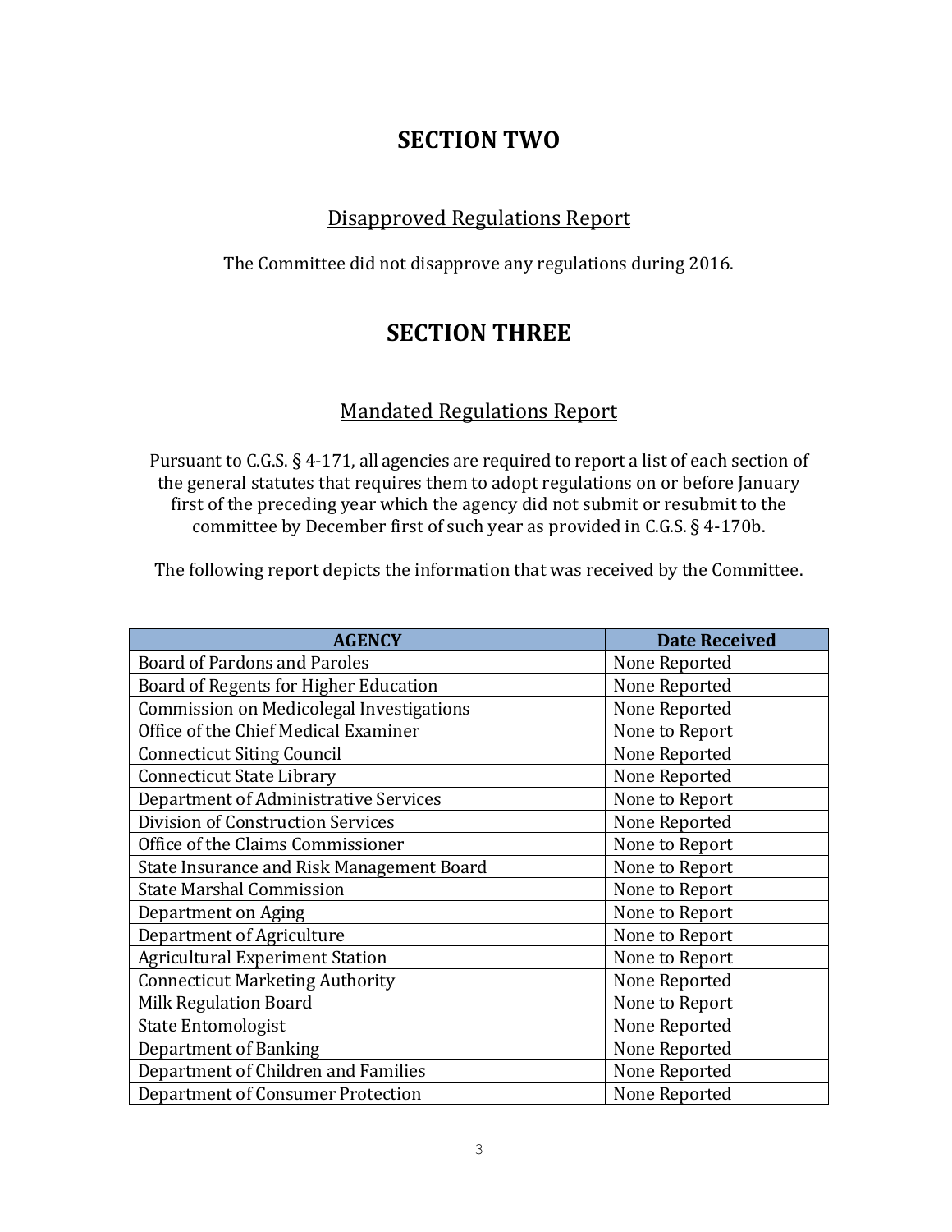# SECTION TWO

## Disapproved Regulations Report

The Committee did not disapprove any regulations during 2016.

# SECTION THREE

## Mandated Regulations Report

Pursuant to C.G.S. § 4-171, all agencies are required to report a list of each section of the general statutes that requires them to adopt regulations on or before January first of the preceding year which the agency did not submit or resubmit to the committee by December first of such year as provided in C.G.S. § 4-170b.

The following report depicts the information that was received by the Committee.

| AGENCY | Date Received |
| --- | --- |
| Board of Pardons and Paroles | None Reported |
| Board of Regents for Higher Education | None Reported |
| Commission on Medicolegal Investigations | None Reported |
| Office of the Chief Medical Examiner | None to Report |
| Connecticut Siting Council | None Reported |
| Connecticut State Library | None Reported |
| Department of Administrative Services | None to Report |
| Division of Construction Services | None Reported |
| Office of the Claims Commissioner | None to Report |
| State Insurance and Risk Management Board | None to Report |
| State Marshal Commission | None to Report |
| Department on Aging | None to Report |
| Department of Agriculture | None to Report |
| Agricultural Experiment Station | None to Report |
| Connecticut Marketing Authority | None Reported |
| Milk Regulation Board | None to Report |
| State Entomologist | None Reported |
| Department of Banking | None Reported |
| Department of Children and Families | None Reported |
| Department of Consumer Protection | None Reported |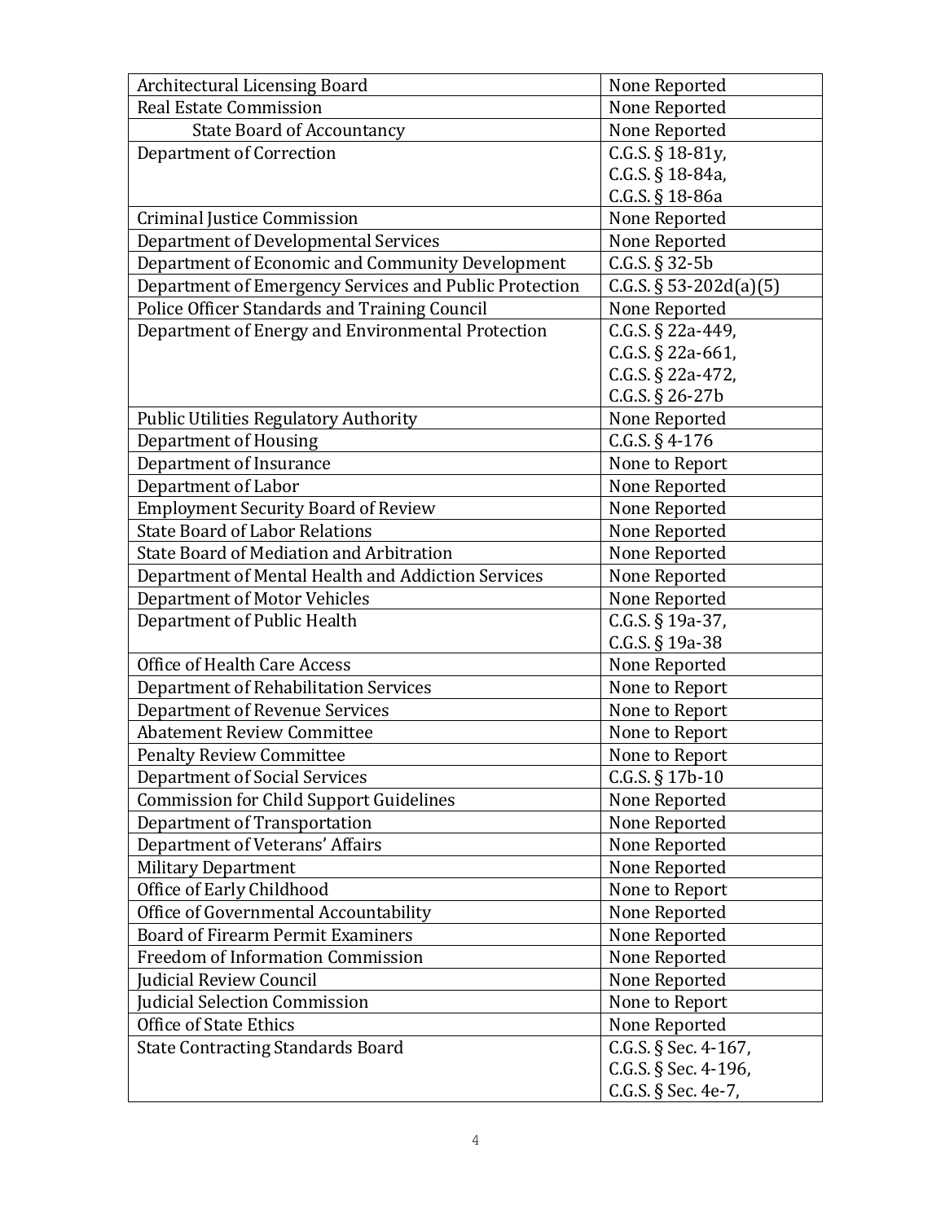| Architectural Licensing Board | None Reported |
|---|---|
| Real Estate Commission | None Reported |
| State Board of Accountancy | None Reported |
| Department of Correction | C.G.S. § 18-81y, C.G.S. § 18-84a, C.G.S. § 18-86a |
| Criminal Justice Commission | None Reported |
| Department of Developmental Services | None Reported |
| Department of Economic and Community Development | C.G.S. § 32-5b |
| Department of Emergency Services and Public Protection | C.G.S. § 53-202d(a)(5) |
| Police Officer Standards and Training Council | None Reported |
| Department of Energy and Environmental Protection | C.G.S. § 22a-449, C.G.S. § 22a-661, C.G.S. § 22a-472, C.G.S. § 26-27b |
| Public Utilities Regulatory Authority | None Reported |
| Department of Housing | C.G.S. § 4-176 |
| Department of Insurance | None to Report |
| Department of Labor | None Reported |
| Employment Security Board of Review | None Reported |
| State Board of Labor Relations | None Reported |
| State Board of Mediation and Arbitration | None Reported |
| Department of Mental Health and Addiction Services | None Reported |
| Department of Motor Vehicles | None Reported |
| Department of Public Health | C.G.S. § 19a-37, C.G.S. § 19a-38 |
| Office of Health Care Access | None Reported |
| Department of Rehabilitation Services | None to Report |
| Department of Revenue Services | None to Report |
| Abatement Review Committee | None to Report |
| Penalty Review Committee | None to Report |
| Department of Social Services | C.G.S. § 17b-10 |
| Commission for Child Support Guidelines | None Reported |
| Department of Transportation | None Reported |
| Department of Veterans' Affairs | None Reported |
| Military Department | None Reported |
| Office of Early Childhood | None to Report |
| Office of Governmental Accountability | None Reported |
| Board of Firearm Permit Examiners | None Reported |
| Freedom of Information Commission | None Reported |
| Judicial Review Council | None Reported |
| Judicial Selection Commission | None to Report |
| Office of State Ethics | None Reported |
| State Contracting Standards Board | C.G.S. § Sec. 4-167, C.G.S. § Sec. 4-196, C.G.S. § Sec. 4e-7, |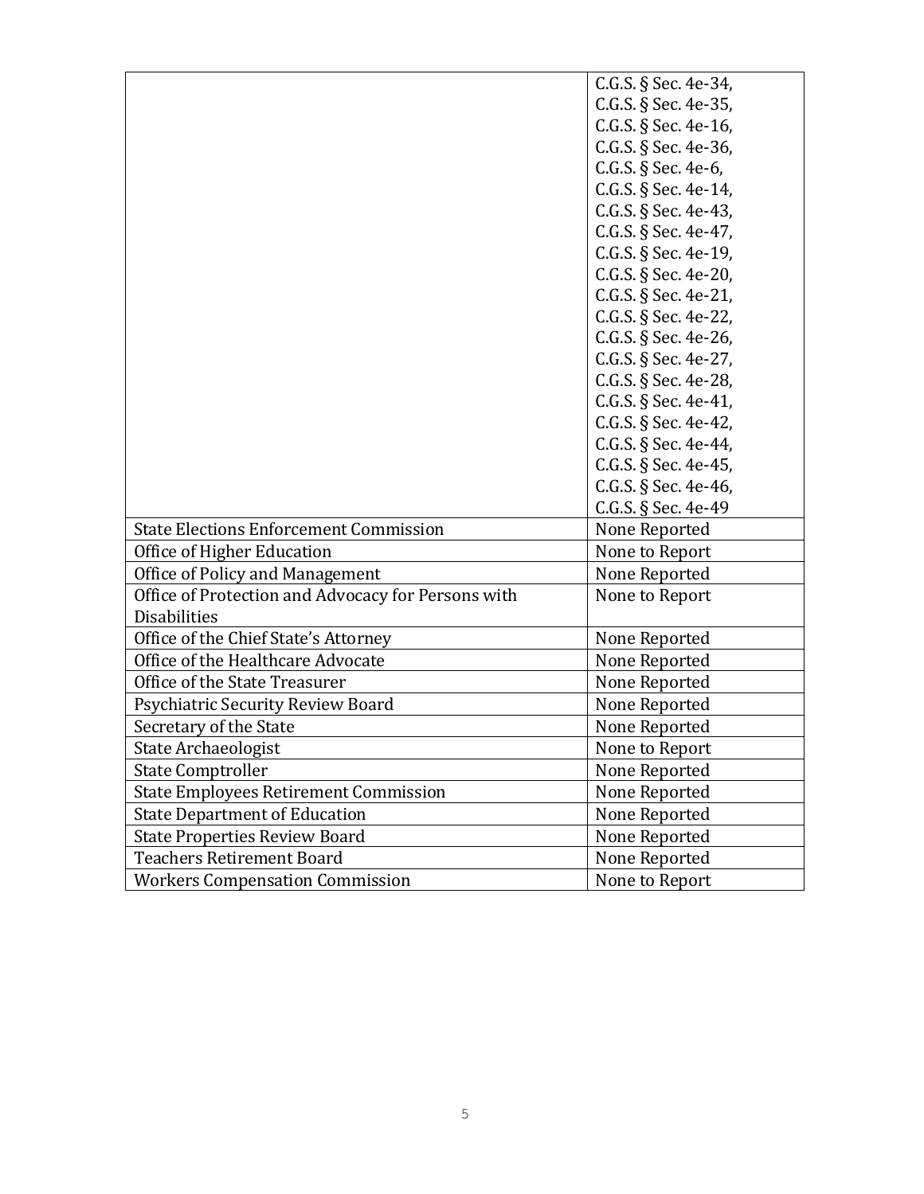| | |
|---|---|
| | C.G.S. § Sec. 4e-34,<br>C.G.S. § Sec. 4e-35,<br>C.G.S. § Sec. 4e-16,<br>C.G.S. § Sec. 4e-36,<br>C.G.S. § Sec. 4e-6,<br>C.G.S. § Sec. 4e-14,<br>C.G.S. § Sec. 4e-43,<br>C.G.S. § Sec. 4e-47,<br>C.G.S. § Sec. 4e-19,<br>C.G.S. § Sec. 4e-20,<br>C.G.S. § Sec. 4e-21,<br>C.G.S. § Sec. 4e-22,<br>C.G.S. § Sec. 4e-26,<br>C.G.S. § Sec. 4e-27,<br>C.G.S. § Sec. 4e-28,<br>C.G.S. § Sec. 4e-41,<br>C.G.S. § Sec. 4e-42,<br>C.G.S. § Sec. 4e-44,<br>C.G.S. § Sec. 4e-45,<br>C.G.S. § Sec. 4e-46,<br>C.G.S. § Sec. 4e-49 |
| State Elections Enforcement Commission | None Reported |
| Office of Higher Education | None to Report |
| Office of Policy and Management | None Reported |
| Office of Protection and Advocacy for Persons with Disabilities | None to Report |
| Office of the Chief State's Attorney | None Reported |
| Office of the Healthcare Advocate | None Reported |
| Office of the State Treasurer | None Reported |
| Psychiatric Security Review Board | None Reported |
| Secretary of the State | None Reported |
| State Archaeologist | None to Report |
| State Comptroller | None Reported |
| State Employees Retirement Commission | None Reported |
| State Department of Education | None Reported |
| State Properties Review Board | None Reported |
| Teachers Retirement Board | None Reported |
| Workers Compensation Commission | None to Report |